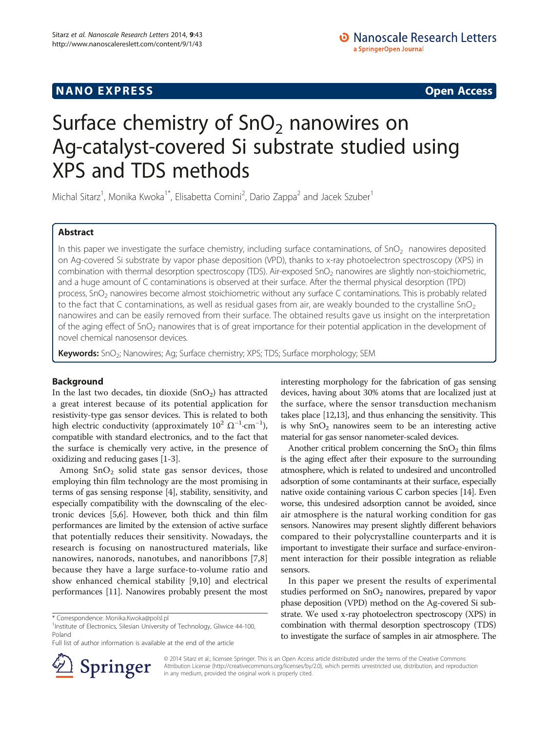NANO EXPRESS **Open Access**

# Surface chemistry of $SnO_2$ nanowires on Ag-catalyst-covered Si substrate studied using XPS and TDS methods

Michal Sitarz[1], Monika Kwoka[1*], Elisabetta Comini[2], Dario Zappa[2] and Jacek Szuber[1]

## Abstract

In this paper we investigate the surface chemistry, including surface contaminations, of $SnO_2$ nanowires deposited on Ag-covered Si substrate by vapor phase deposition (VPD), thanks to x-ray photoelectron spectroscopy (XPS) in combination with thermal desorption spectroscopy (TDS). Air-exposed $SnO_2$ nanowires are slightly non-stoichiometric, and a huge amount of C contaminations is observed at their surface. After the thermal physical desorption (TPD) process, $SnO_2$ nanowires become almost stoichiometric without any surface C contaminations. This is probably related to the fact that C contaminations, as well as residual gases from air, are weakly bounded to the crystalline $SnO_2$ nanowires and can be easily removed from their surface. The obtained results gave us insight on the interpretation of the aging effect of $SnO_2$ nanowires that is of great importance for their potential application in the development of novel chemical nanosensor devices.

**Keywords:** $SnO_2$; Nanowires; Ag; Surface chemistry; XPS; TDS; Surface morphology; SEM

## Background

In the last two decades, tin dioxide ($SnO_2$) has attracted a great interest because of its potential application for resistivity-type gas sensor devices. This is related to both high electric conductivity (approximately $10^2\ \Omega^{-1}\cdot\text{cm}^{-1}$), compatible with standard electronics, and to the fact that the surface is chemically very active, in the presence of oxidizing and reducing gases [1-3].

Among $SnO_2$ solid state gas sensor devices, those employing thin film technology are the most promising in terms of gas sensing response [4], stability, sensitivity, and especially compatibility with the downscaling of the electronic devices [5,6]. However, both thick and thin film performances are limited by the extension of active surface that potentially reduces their sensitivity. Nowadays, the research is focusing on nanostructured materials, like nanowires, nanorods, nanotubes, and nanoribbons [7,8] because they have a large surface-to-volume ratio and show enhanced chemical stability [9,10] and electrical performances [11]. Nanowires probably present the most interesting morphology for the fabrication of gas sensing devices, having about 30% atoms that are localized just at the surface, where the sensor transduction mechanism takes place [12,13], and thus enhancing the sensitivity. This is why $SnO_2$ nanowires seem to be an interesting active material for gas sensor nanometer-scaled devices.

Another critical problem concerning the $SnO_2$ thin films is the aging effect after their exposure to the surrounding atmosphere, which is related to undesired and uncontrolled adsorption of some contaminants at their surface, especially native oxide containing various C carbon species [14]. Even worse, this undesired adsorption cannot be avoided, since air atmosphere is the natural working condition for gas sensors. Nanowires may present slightly different behaviors compared to their polycrystalline counterparts and it is important to investigate their surface and surface-environment interaction for their possible integration as reliable sensors.

In this paper we present the results of experimental studies performed on $SnO_2$ nanowires, prepared by vapor phase deposition (VPD) method on the Ag-covered Si substrate. We used x-ray photoelectron spectroscopy (XPS) in combination with thermal desorption spectroscopy (TDS) to investigate the surface of samples in air atmosphere. The

\* Correspondence: Monika.Kwoka@polsl.pl
[1]Institute of Electronics, Silesian University of Technology, Gliwice 44-100, Poland
Full list of author information is available at the end of the article

© 2014 Sitarz et al.; licensee Springer. This is an Open Access article distributed under the terms of the Creative Commons Attribution License (http://creativecommons.org/licenses/by/2.0), which permits unrestricted use, distribution, and reproduction in any medium, provided the original work is properly cited.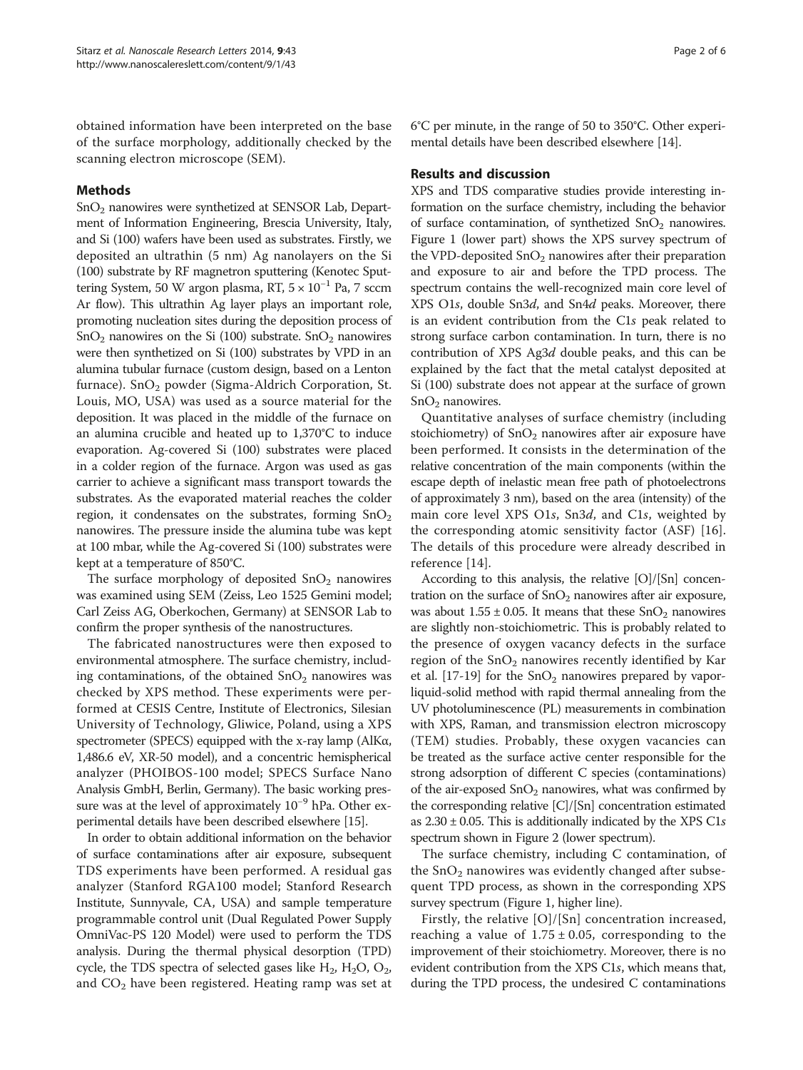obtained information have been interpreted on the base of the surface morphology, additionally checked by the scanning electron microscope (SEM).

## Methods

$SnO_2$ nanowires were synthetized at SENSOR Lab, Department of Information Engineering, Brescia University, Italy, and Si (100) wafers have been used as substrates. Firstly, we deposited an ultrathin (5 nm) Ag nanolayers on the Si (100) substrate by RF magnetron sputtering (Kenotec Sputtering System, 50 W argon plasma, RT, $5 \times 10^{-1}$ Pa, 7 sccm Ar flow). This ultrathin Ag layer plays an important role, promoting nucleation sites during the deposition process of $SnO_2$ nanowires on the Si (100) substrate. $SnO_2$ nanowires were then synthetized on Si (100) substrates by VPD in an alumina tubular furnace (custom design, based on a Lenton furnace). $SnO_2$ powder (Sigma-Aldrich Corporation, St. Louis, MO, USA) was used as a source material for the deposition. It was placed in the middle of the furnace on an alumina crucible and heated up to 1,370°C to induce evaporation. Ag-covered Si (100) substrates were placed in a colder region of the furnace. Argon was used as gas carrier to achieve a significant mass transport towards the substrates. As the evaporated material reaches the colder region, it condensates on the substrates, forming $SnO_2$ nanowires. The pressure inside the alumina tube was kept at 100 mbar, while the Ag-covered Si (100) substrates were kept at a temperature of 850°C.

The surface morphology of deposited $SnO_2$ nanowires was examined using SEM (Zeiss, Leo 1525 Gemini model; Carl Zeiss AG, Oberkochen, Germany) at SENSOR Lab to confirm the proper synthesis of the nanostructures.

The fabricated nanostructures were then exposed to environmental atmosphere. The surface chemistry, including contaminations, of the obtained $SnO_2$ nanowires was checked by XPS method. These experiments were performed at CESIS Centre, Institute of Electronics, Silesian University of Technology, Gliwice, Poland, using a XPS spectrometer (SPECS) equipped with the x-ray lamp (AlKα, 1,486.6 eV, XR-50 model), and a concentric hemispherical analyzer (PHOIBOS-100 model; SPECS Surface Nano Analysis GmbH, Berlin, Germany). The basic working pressure was at the level of approximately $10^{-9}$ hPa. Other experimental details have been described elsewhere [15].

In order to obtain additional information on the behavior of surface contaminations after air exposure, subsequent TDS experiments have been performed. A residual gas analyzer (Stanford RGA100 model; Stanford Research Institute, Sunnyvale, CA, USA) and sample temperature programmable control unit (Dual Regulated Power Supply OmniVac-PS 120 Model) were used to perform the TDS analysis. During the thermal physical desorption (TPD) cycle, the TDS spectra of selected gases like $H_2$, $H_2O$, $O_2$, and $CO_2$ have been registered. Heating ramp was set at 6°C per minute, in the range of 50 to 350°C. Other experimental details have been described elsewhere [14].

## Results and discussion

XPS and TDS comparative studies provide interesting information on the surface chemistry, including the behavior of surface contamination, of synthetized $SnO_2$ nanowires. Figure 1 (lower part) shows the XPS survey spectrum of the VPD-deposited $SnO_2$ nanowires after their preparation and exposure to air and before the TPD process. The spectrum contains the well-recognized main core level of XPS O1*s*, double Sn3*d*, and Sn4*d* peaks. Moreover, there is an evident contribution from the C1*s* peak related to strong surface carbon contamination. In turn, there is no contribution of XPS Ag3*d* double peaks, and this can be explained by the fact that the metal catalyst deposited at Si (100) substrate does not appear at the surface of grown $SnO_2$ nanowires.

Quantitative analyses of surface chemistry (including stoichiometry) of $SnO_2$ nanowires after air exposure have been performed. It consists in the determination of the relative concentration of the main components (within the escape depth of inelastic mean free path of photoelectrons of approximately 3 nm), based on the area (intensity) of the main core level XPS O1*s*, Sn3*d*, and C1*s*, weighted by the corresponding atomic sensitivity factor (ASF) [16]. The details of this procedure were already described in reference [14].

According to this analysis, the relative [O]/[Sn] concentration on the surface of $SnO_2$ nanowires after air exposure, was about $1.55 \pm 0.05$. It means that these $SnO_2$ nanowires are slightly non-stoichiometric. This is probably related to the presence of oxygen vacancy defects in the surface region of the $SnO_2$ nanowires recently identified by Kar et al. [17-19] for the $SnO_2$ nanowires prepared by vapor-liquid-solid method with rapid thermal annealing from the UV photoluminescence (PL) measurements in combination with XPS, Raman, and transmission electron microscopy (TEM) studies. Probably, these oxygen vacancies can be treated as the surface active center responsible for the strong adsorption of different C species (contaminations) of the air-exposed $SnO_2$ nanowires, what was confirmed by the corresponding relative [C]/[Sn] concentration estimated as $2.30 \pm 0.05$. This is additionally indicated by the XPS C1*s* spectrum shown in Figure 2 (lower spectrum).

The surface chemistry, including C contamination, of the $SnO_2$ nanowires was evidently changed after subsequent TPD process, as shown in the corresponding XPS survey spectrum (Figure 1, higher line).

Firstly, the relative [O]/[Sn] concentration increased, reaching a value of $1.75 \pm 0.05$, corresponding to the improvement of their stoichiometry. Moreover, there is no evident contribution from the XPS C1*s*, which means that, during the TPD process, the undesired C contaminations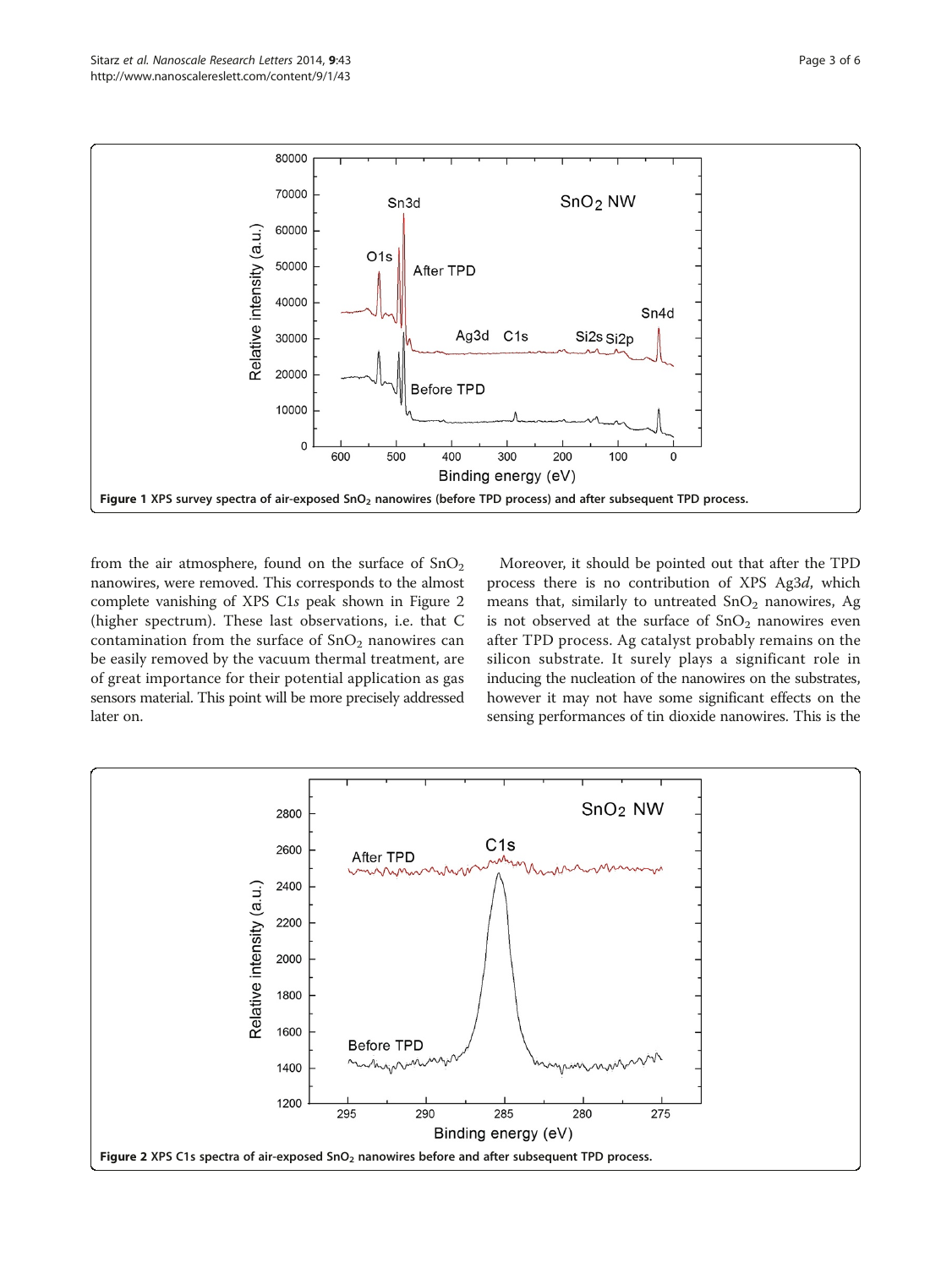Figure 1 XPS survey spectra of air-exposed $SnO_2$ nanowires (before TPD process) and after subsequent TPD process.

from the air atmosphere, found on the surface of $SnO_2$ nanowires, were removed. This corresponds to the almost complete vanishing of XPS C1*s* peak shown in Figure 2 (higher spectrum). These last observations, i.e. that C contamination from the surface of $SnO_2$ nanowires can be easily removed by the vacuum thermal treatment, are of great importance for their potential application as gas sensors material. This point will be more precisely addressed later on.

Moreover, it should be pointed out that after the TPD process there is no contribution of XPS Ag3*d*, which means that, similarly to untreated $SnO_2$ nanowires, Ag is not observed at the surface of $SnO_2$ nanowires even after TPD process. Ag catalyst probably remains on the silicon substrate. It surely plays a significant role in inducing the nucleation of the nanowires on the substrates, however it may not have some significant effects on the sensing performances of tin dioxide nanowires. This is the

Figure 2 XPS C1s spectra of air-exposed $SnO_2$ nanowires before and after subsequent TPD process.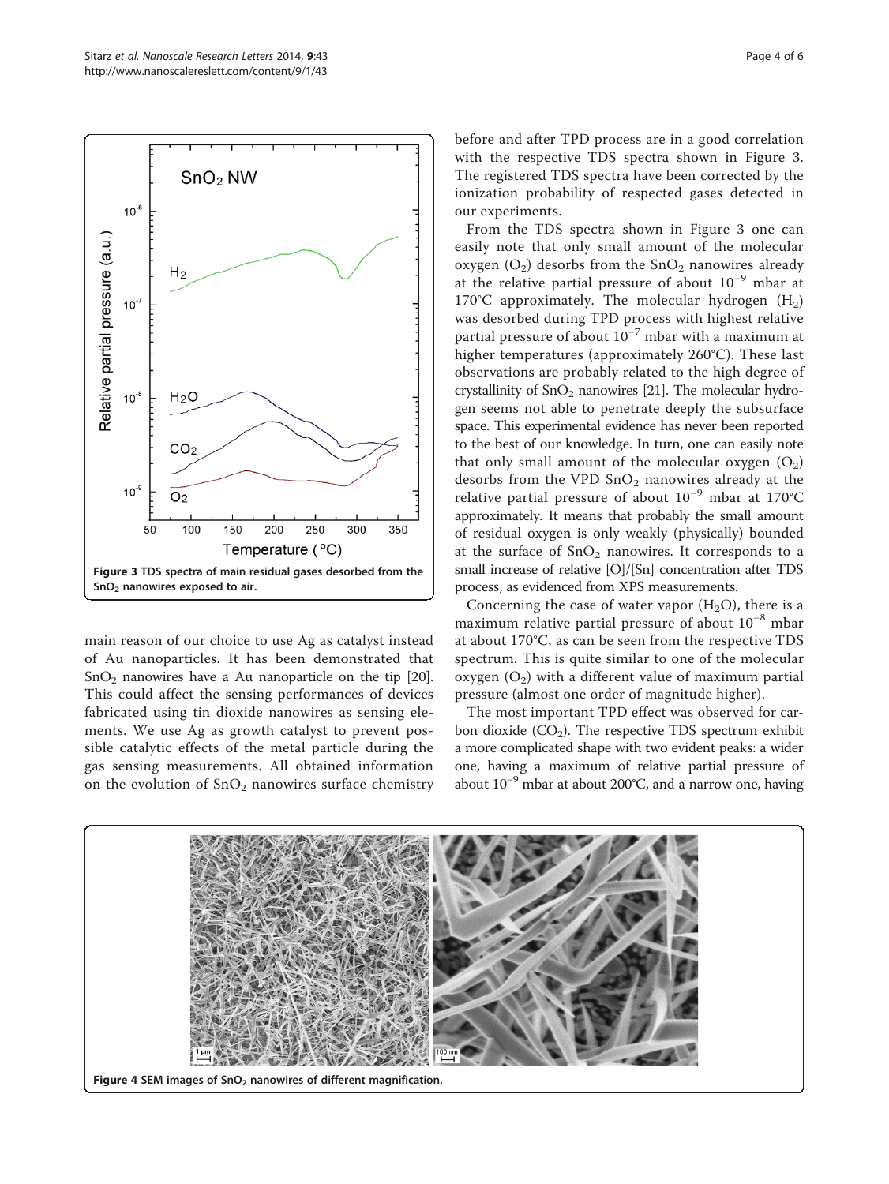Figure 3 TDS spectra of main residual gases desorbed from the $SnO_2$ nanowires exposed to air.

main reason of our choice to use Ag as catalyst instead of Au nanoparticles. It has been demonstrated that $SnO_2$ nanowires have a Au nanoparticle on the tip [20]. This could affect the sensing performances of devices fabricated using tin dioxide nanowires as sensing elements. We use Ag as growth catalyst to prevent possible catalytic effects of the metal particle during the gas sensing measurements. All obtained information on the evolution of $SnO_2$ nanowires surface chemistry before and after TPD process are in a good correlation with the respective TDS spectra shown in Figure 3. The registered TDS spectra have been corrected by the ionization probability of respected gases detected in our experiments.

From the TDS spectra shown in Figure 3 one can easily note that only small amount of the molecular oxygen ($O_2$) desorbs from the $SnO_2$ nanowires already at the relative partial pressure of about $10^{-9}$ mbar at 170°C approximately. The molecular hydrogen ($H_2$) was desorbed during TPD process with highest relative partial pressure of about $10^{-7}$ mbar with a maximum at higher temperatures (approximately 260°C). These last observations are probably related to the high degree of crystallinity of $SnO_2$ nanowires [21]. The molecular hydrogen seems not able to penetrate deeply the subsurface space. This experimental evidence has never been reported to the best of our knowledge. In turn, one can easily note that only small amount of the molecular oxygen ($O_2$) desorbs from the VPD $SnO_2$ nanowires already at the relative partial pressure of about $10^{-9}$ mbar at 170°C approximately. It means that probably the small amount of residual oxygen is only weakly (physically) bounded at the surface of $SnO_2$ nanowires. It corresponds to a small increase of relative [O]/[Sn] concentration after TDS process, as evidenced from XPS measurements.

Concerning the case of water vapor ($H_2O$), there is a maximum relative partial pressure of about $10^{-8}$ mbar at about 170°C, as can be seen from the respective TDS spectrum. This is quite similar to one of the molecular oxygen ($O_2$) with a different value of maximum partial pressure (almost one order of magnitude higher).

The most important TPD effect was observed for carbon dioxide ($CO_2$). The respective TDS spectrum exhibit a more complicated shape with two evident peaks: a wider one, having a maximum of relative partial pressure of about $10^{-9}$ mbar at about 200°C, and a narrow one, having

Figure 4 SEM images of $SnO_2$ nanowires of different magnification.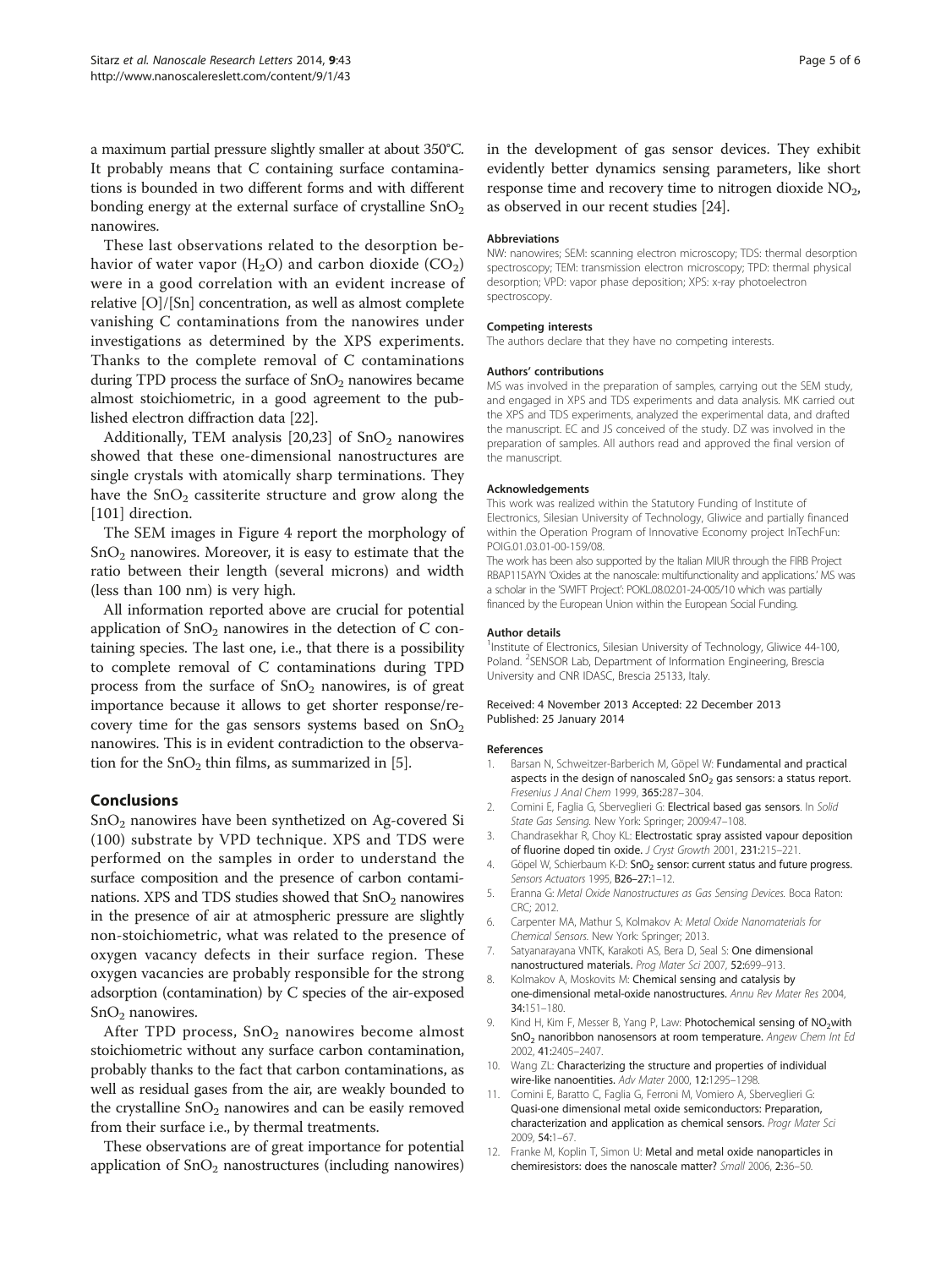a maximum partial pressure slightly smaller at about 350°C. It probably means that C containing surface contaminations is bounded in two different forms and with different bonding energy at the external surface of crystalline $SnO_2$ nanowires.

These last observations related to the desorption behavior of water vapor ($H_2O$) and carbon dioxide ($CO_2$) were in a good correlation with an evident increase of relative [O]/[Sn] concentration, as well as almost complete vanishing C contaminations from the nanowires under investigations as determined by the XPS experiments. Thanks to the complete removal of C contaminations during TPD process the surface of $SnO_2$ nanowires became almost stoichiometric, in a good agreement to the published electron diffraction data [22].

Additionally, TEM analysis [20,23] of $SnO_2$ nanowires showed that these one-dimensional nanostructures are single crystals with atomically sharp terminations. They have the $SnO_2$ cassiterite structure and grow along the [101] direction.

The SEM images in Figure 4 report the morphology of $SnO_2$ nanowires. Moreover, it is easy to estimate that the ratio between their length (several microns) and width (less than 100 nm) is very high.

All information reported above are crucial for potential application of $SnO_2$ nanowires in the detection of C containing species. The last one, i.e., that there is a possibility to complete removal of C contaminations during TPD process from the surface of $SnO_2$ nanowires, is of great importance because it allows to get shorter response/recovery time for the gas sensors systems based on $SnO_2$ nanowires. This is in evident contradiction to the observation for the $SnO_2$ thin films, as summarized in [5].

## Conclusions

$SnO_2$ nanowires have been synthetized on Ag-covered Si (100) substrate by VPD technique. XPS and TDS were performed on the samples in order to understand the surface composition and the presence of carbon contaminations. XPS and TDS studies showed that $SnO_2$ nanowires in the presence of air at atmospheric pressure are slightly non-stoichiometric, what was related to the presence of oxygen vacancy defects in their surface region. These oxygen vacancies are probably responsible for the strong adsorption (contamination) by C species of the air-exposed $SnO_2$ nanowires.

After TPD process, $SnO_2$ nanowires become almost stoichiometric without any surface carbon contamination, probably thanks to the fact that carbon contaminations, as well as residual gases from the air, are weakly bounded to the crystalline $SnO_2$ nanowires and can be easily removed from their surface i.e., by thermal treatments.

These observations are of great importance for potential application of $SnO_2$ nanostructures (including nanowires) in the development of gas sensor devices. They exhibit evidently better dynamics sensing parameters, like short response time and recovery time to nitrogen dioxide $NO_2$, as observed in our recent studies [24].

#### Abbreviations

NW: nanowires; SEM: scanning electron microscopy; TDS: thermal desorption spectroscopy; TEM: transmission electron microscopy; TPD: thermal physical desorption; VPD: vapor phase deposition; XPS: x-ray photoelectron spectroscopy.

#### Competing interests

The authors declare that they have no competing interests.

#### Authors' contributions

MS was involved in the preparation of samples, carrying out the SEM study, and engaged in XPS and TDS experiments and data analysis. MK carried out the XPS and TDS experiments, analyzed the experimental data, and drafted the manuscript. EC and JS conceived of the study. DZ was involved in the preparation of samples. All authors read and approved the final version of the manuscript.

#### Acknowledgements

This work was realized within the Statutory Funding of Institute of Electronics, Silesian University of Technology, Gliwice and partially financed within the Operation Program of Innovative Economy project InTechFun: POIG.01.03.01-00-159/08.

The work has been also supported by the Italian MIUR through the FIRB Project RBAP115AYN 'Oxides at the nanoscale: multifunctionality and applications.' MS was a scholar in the 'SWIFT Project': POKL.08.02.01-24-005/10 which was partially financed by the European Union within the European Social Funding.

#### Author details

[1]Institute of Electronics, Silesian University of Technology, Gliwice 44-100, Poland. [2]SENSOR Lab, Department of Information Engineering, Brescia University and CNR IDASC, Brescia 25133, Italy.

Received: 4 November 2013 Accepted: 22 December 2013
Published: 25 January 2014

#### References

1. Barsan N, Schweitzer-Barberich M, Göpel W: **Fundamental and practical aspects in the design of nanoscaled $SnO_2$ gas sensors: a status report.** *Fresenius J Anal Chem* 1999, **365:**287–304.
2. Comini E, Faglia G, Sberveglieri G: **Electrical based gas sensors.** In *Solid State Gas Sensing.* New York: Springer; 2009:47–108.
3. Chandrasekhar R, Choy KL: **Electrostatic spray assisted vapour deposition of fluorine doped tin oxide.** *J Cryst Growth* 2001, **231:**215–221.
4. Göpel W, Schierbaum K-D: **$SnO_2$ sensor: current status and future progress.** *Sensors Actuators* 1995, **B26–27:**1–12.
5. Eranna G: *Metal Oxide Nanostructures as Gas Sensing Devices.* Boca Raton: CRC; 2012.
6. Carpenter MA, Mathur S, Kolmakov A: *Metal Oxide Nanomaterials for Chemical Sensors.* New York: Springer; 2013.
7. Satyanarayana VNTK, Karakoti AS, Bera D, Seal S: **One dimensional nanostructured materials.** *Prog Mater Sci* 2007, **52:**699–913.
8. Kolmakov A, Moskovits M: **Chemical sensing and catalysis by one-dimensional metal-oxide nanostructures.** *Annu Rev Mater Res* 2004, **34:**151–180.
9. Kind H, Kim F, Messer B, Yang P, Law: **Photochemical sensing of $NO_2$with $SnO_2$ nanoribbon nanosensors at room temperature.** *Angew Chem Int Ed* 2002, **41:**2405–2407.
10. Wang ZL: **Characterizing the structure and properties of individual wire-like nanoentities.** *Adv Mater* 2000, **12:**1295–1298.
11. Comini E, Baratto C, Faglia G, Ferroni M, Vomiero A, Sberveglieri G: **Quasi-one dimensional metal oxide semiconductors: Preparation, characterization and application as chemical sensors.** *Progr Mater Sci* 2009, **54:**1–67.
12. Franke M, Koplin T, Simon U: **Metal and metal oxide nanoparticles in chemiresistors: does the nanoscale matter?** *Small* 2006, **2:**36–50.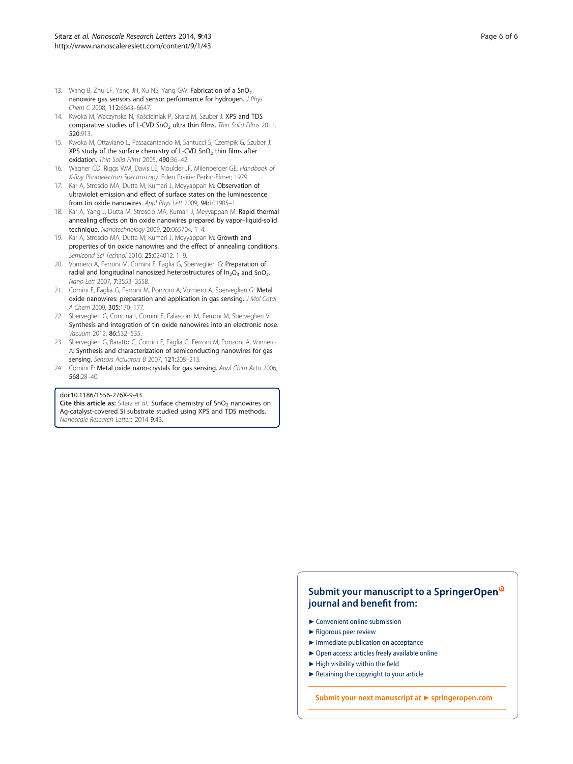13. Wang B, Zhu LF, Yang JH, Xu NS, Yang GW: **Fabrication of a $SnO_2$ nanowire gas sensors and sensor performance for hydrogen.** *J Phys Chem C* 2008, **112:**6643–6647.
14. Kwoka M, Waczynska N, Kościelniak P, Sitarz M, Szuber J: **XPS and TDS comparative studies of L-CVD $SnO_2$ ultra thin films.** *Thin Solid Films* 2011, **520:**913.
15. Kwoka M, Ottaviano L, Passacantando M, Santucci S, Czempik G, Szuber J: **XPS study of the surface chemistry of L-CVD $SnO_2$ thin films after oxidation.** *Thin Solid Films* 2005, **490:**36–42.
16. Wagner CD, Riggs WM, Davis LE, Moulder JF, Milenberger GE: *Handbook of X-Ray Photoelectron Spectroscopy*. Eden Prairie: Perkin-Elmer; 1979.
17. Kar A, Stroscio MA, Dutta M, Kumari J, Meyyappan M: **Observation of ultraviolet emission and effect of surface states on the luminescence from tin oxide nanowires.** *Appl Phys Lett* 2009, **94:**101905–1.
18. Kar A, Yang J, Dutta M, Stroscio MA, Kumari J, Meyyappan M: **Rapid thermal annealing effects on tin oxide nanowires prepared by vapor–liquid-solid technique.** *Nanotechnology* 2009, **20:**065704. 1–4.
19. Kar A, Stroscio MA, Dutta M, Kumari J, Meyyappan M: **Growth and properties of tin oxide nanowires and the effect of annealing conditions.** *Semicond Sci Technol* 2010, **25:**024012. 1–9.
20. Vomiero A, Ferroni M, Comini E, Faglia G, Sberveglieri G: **Preparation of radial and longitudinal nanosized heterostructures of $In_2O_3$ and $SnO_2$.** *Nano Lett* 2007, **7:**3553–3558.
21. Comini E, Faglia G, Ferroni M, Ponzoni A, Vomiero A, Sberveglieri G: **Metal oxide nanowires: preparation and application in gas sensing.** *J Mol Catal A Chem* 2009, **305:**170–177.
22. Sberveglieri G, Concina I, Comini E, Falasconi M, Ferroni M, Sberveglieri V: **Synthesis and integration of tin oxide nanowires into an electronic nose.** *Vacuum* 2012, **86:**532–535.
23. Sberveglieri G, Baratto C, Comini E, Faglia G, Ferroni M, Ponzoni A, Vomiero A: **Synthesis and characterization of semiconducting nanowires for gas sensing.** *Sensors Actuators B* 2007, **121:**208–213.
24. Comini E: **Metal oxide nano-crystals for gas sensing.** *Anal Chim Acta* 2006, **568:**28–40.

doi:10.1186/1556-276X-9-43
**Cite this article as:** Sitarz *et al.*: Surface chemistry of $SnO_2$ nanowires on Ag-catalyst-covered Si substrate studied using XPS and TDS methods. *Nanoscale Research Letters* 2014 **9**:43.

**Submit your manuscript to a SpringerOpen journal and benefit from:**

- ► Convenient online submission
- ► Rigorous peer review
- ► Immediate publication on acceptance
- ► Open access: articles freely available online
- ► High visibility within the field
- ► Retaining the copyright to your article

**Submit your next manuscript at ► springeropen.com**